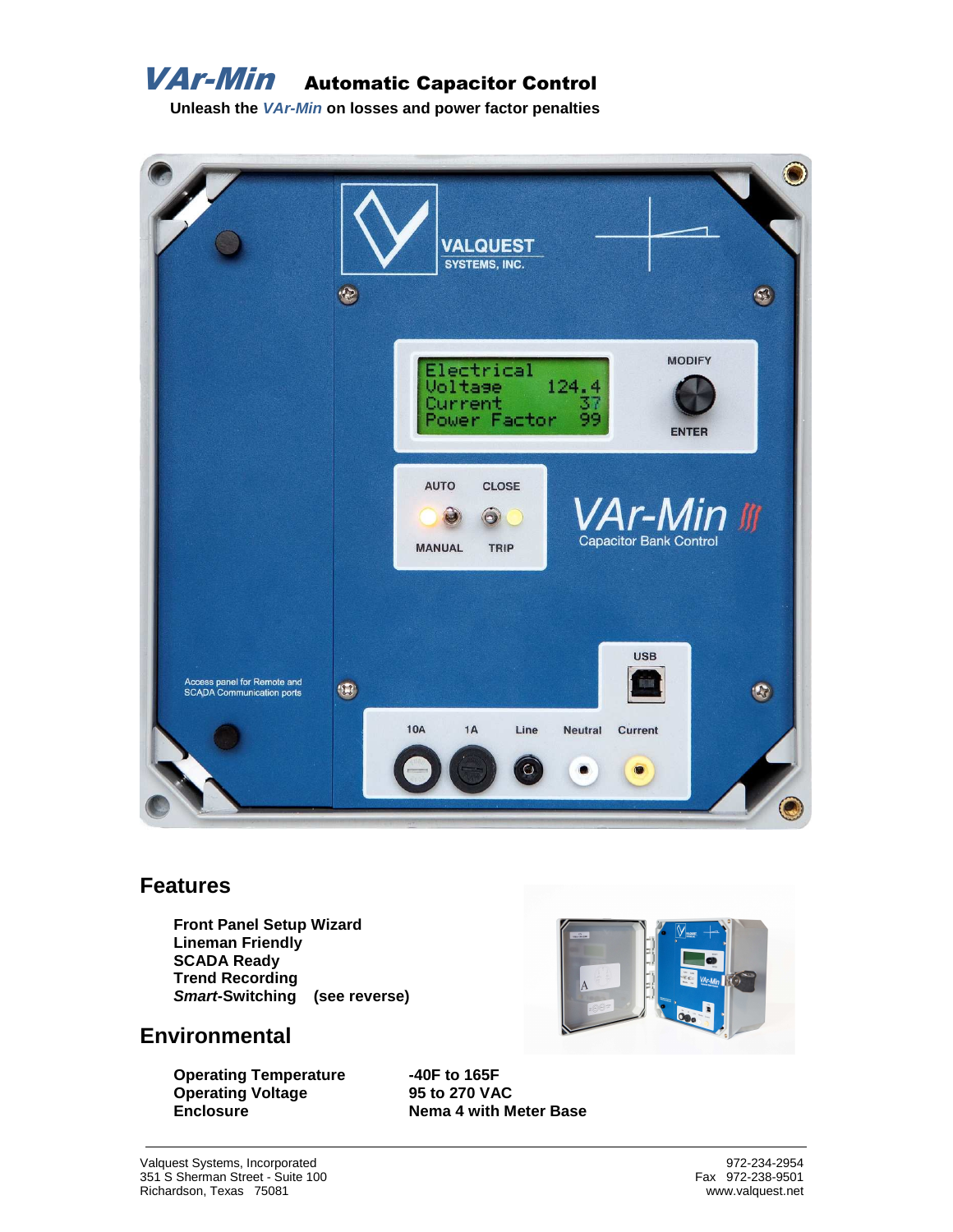# *VAr-Min* Automatic Capacitor Control

**Unleash the *VAr-Min* on losses and power factor penalties**

## Features

**Front Panel Setup Wizard**
**Lineman Friendly**
**SCADA Ready**
**Trend Recording**
***Smart*-Switching (see reverse)**

## Environmental

| | |
|---|---|
| **Operating Temperature** | **-40F to 165F** |
| **Operating Voltage** | **95 to 270 VAC** |
| **Enclosure** | **Nema 4 with Meter Base** |

Valquest Systems, Incorporated
351 S Sherman Street - Suite 100
Richardson, Texas 75081

972-234-2954
Fax 972-238-9501
www.valquest.net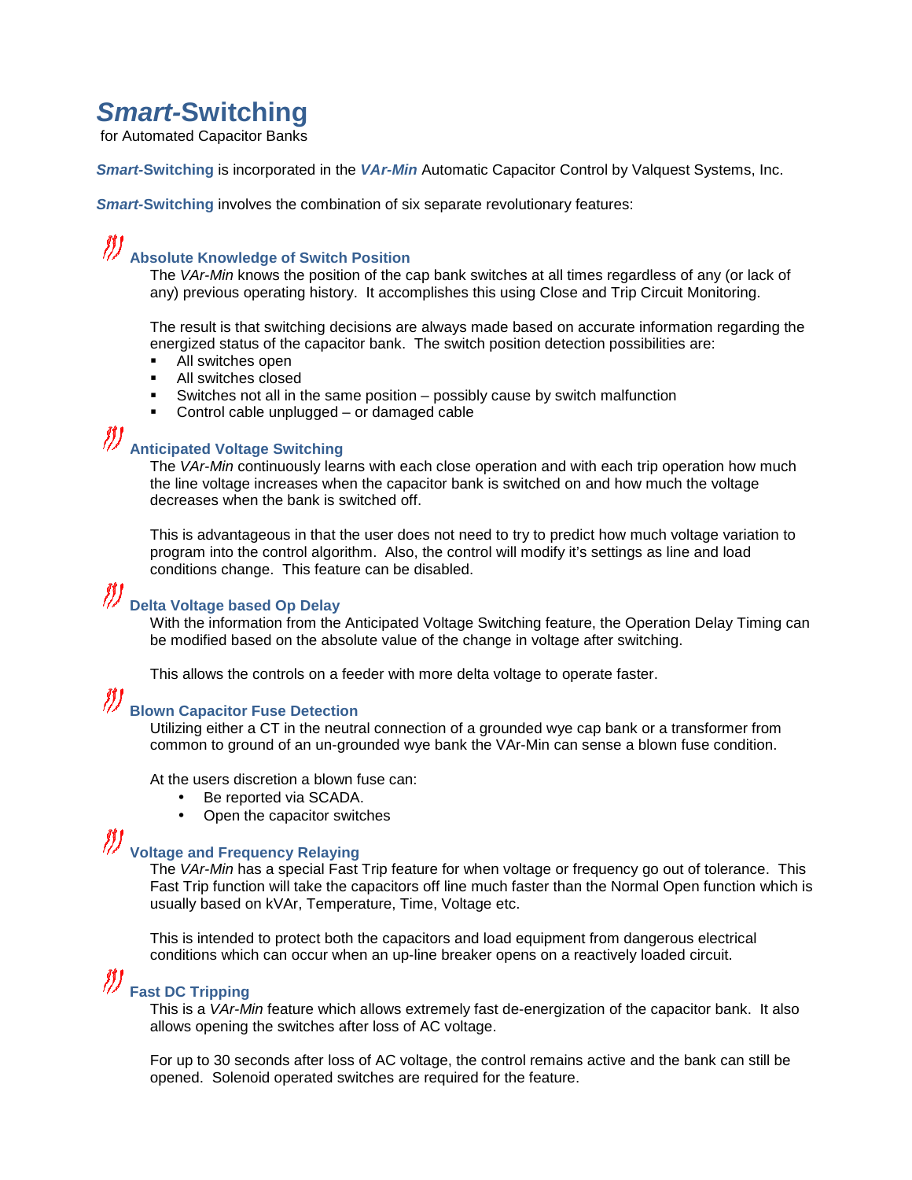# ***Smart*-Switching**

for Automated Capacitor Banks

***Smart*-Switching** is incorporated in the ***VAr-Min*** Automatic Capacitor Control by Valquest Systems, Inc.

***Smart*-Switching** involves the combination of six separate revolutionary features:

### Absolute Knowledge of Switch Position

The *VAr-Min* knows the position of the cap bank switches at all times regardless of any (or lack of any) previous operating history. It accomplishes this using Close and Trip Circuit Monitoring.

The result is that switching decisions are always made based on accurate information regarding the energized status of the capacitor bank. The switch position detection possibilities are:

- All switches open
- All switches closed
- Switches not all in the same position – possibly cause by switch malfunction
- Control cable unplugged – or damaged cable

### Anticipated Voltage Switching

The *VAr-Min* continuously learns with each close operation and with each trip operation how much the line voltage increases when the capacitor bank is switched on and how much the voltage decreases when the bank is switched off.

This is advantageous in that the user does not need to try to predict how much voltage variation to program into the control algorithm. Also, the control will modify it's settings as line and load conditions change. This feature can be disabled.

### Delta Voltage based Op Delay

With the information from the Anticipated Voltage Switching feature, the Operation Delay Timing can be modified based on the absolute value of the change in voltage after switching.

This allows the controls on a feeder with more delta voltage to operate faster.

### Blown Capacitor Fuse Detection

Utilizing either a CT in the neutral connection of a grounded wye cap bank or a transformer from common to ground of an un-grounded wye bank the VAr-Min can sense a blown fuse condition.

At the users discretion a blown fuse can:

- Be reported via SCADA.
- Open the capacitor switches

### Voltage and Frequency Relaying

The *VAr-Min* has a special Fast Trip feature for when voltage or frequency go out of tolerance. This Fast Trip function will take the capacitors off line much faster than the Normal Open function which is usually based on kVAr, Temperature, Time, Voltage etc.

This is intended to protect both the capacitors and load equipment from dangerous electrical conditions which can occur when an up-line breaker opens on a reactively loaded circuit.

### Fast DC Tripping

This is a *VAr-Min* feature which allows extremely fast de-energization of the capacitor bank. It also allows opening the switches after loss of AC voltage.

For up to 30 seconds after loss of AC voltage, the control remains active and the bank can still be opened. Solenoid operated switches are required for the feature.